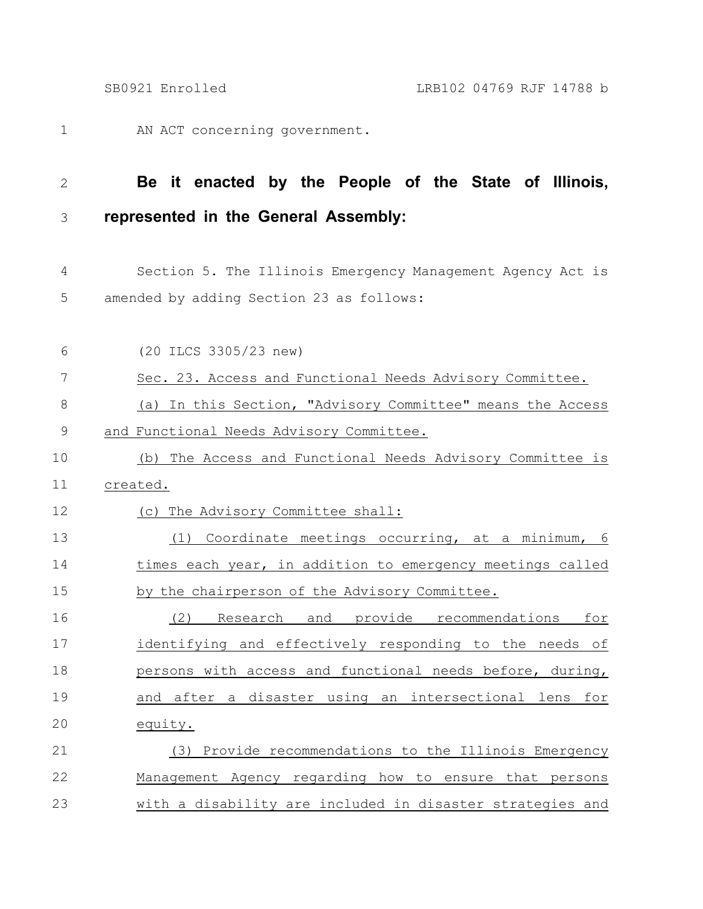AN ACT concerning government.

**Be it enacted by the People of the State of Illinois, represented in the General Assembly:**

Section 5. The Illinois Emergency Management Agency Act is amended by adding Section 23 as follows:

(20 ILCS 3305/23 new)

Sec. 23. Access and Functional Needs Advisory Committee.

(a) In this Section, "Advisory Committee" means the Access and Functional Needs Advisory Committee.

(b) The Access and Functional Needs Advisory Committee is created.

(c) The Advisory Committee shall:

(1) Coordinate meetings occurring, at a minimum, 6 times each year, in addition to emergency meetings called by the chairperson of the Advisory Committee.

(2) Research and provide recommendations for identifying and effectively responding to the needs of persons with access and functional needs before, during, and after a disaster using an intersectional lens for equity.

(3) Provide recommendations to the Illinois Emergency Management Agency regarding how to ensure that persons with a disability are included in disaster strategies and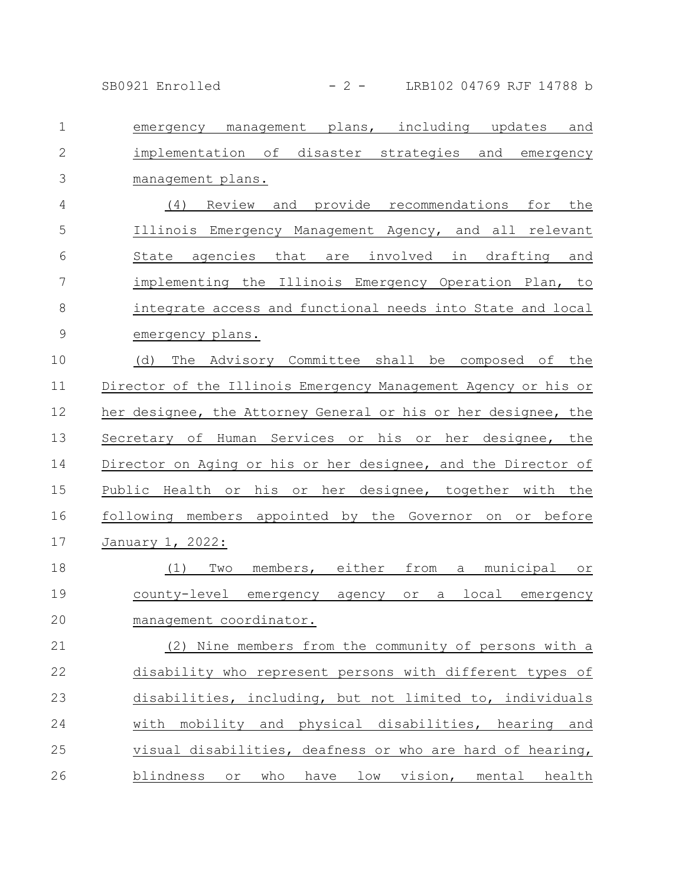emergency management plans, including updates and implementation of disaster strategies and emergency management plans.

(4) Review and provide recommendations for the Illinois Emergency Management Agency, and all relevant State agencies that are involved in drafting and implementing the Illinois Emergency Operation Plan, to integrate access and functional needs into State and local emergency plans.

(d) The Advisory Committee shall be composed of the Director of the Illinois Emergency Management Agency or his or her designee, the Attorney General or his or her designee, the Secretary of Human Services or his or her designee, the Director on Aging or his or her designee, and the Director of Public Health or his or her designee, together with the following members appointed by the Governor on or before January 1, 2022:

(1) Two members, either from a municipal or county-level emergency agency or a local emergency management coordinator.

(2) Nine members from the community of persons with a disability who represent persons with different types of disabilities, including, but not limited to, individuals with mobility and physical disabilities, hearing and visual disabilities, deafness or who are hard of hearing, blindness or who have low vision, mental health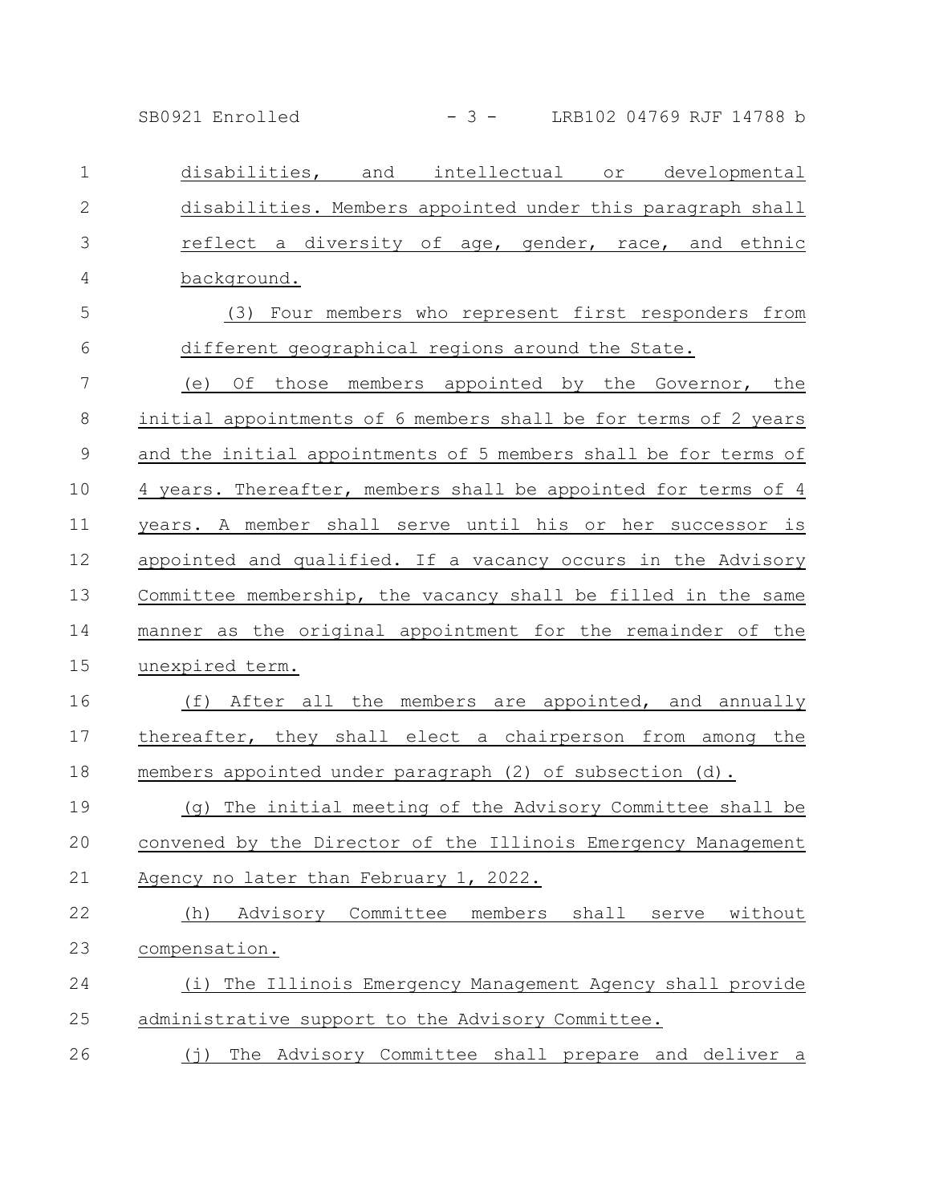disabilities, and intellectual or developmental disabilities. Members appointed under this paragraph shall reflect a diversity of age, gender, race, and ethnic background.

(3) Four members who represent first responders from different geographical regions around the State.

(e) Of those members appointed by the Governor, the initial appointments of 6 members shall be for terms of 2 years and the initial appointments of 5 members shall be for terms of 4 years. Thereafter, members shall be appointed for terms of 4 years. A member shall serve until his or her successor is appointed and qualified. If a vacancy occurs in the Advisory Committee membership, the vacancy shall be filled in the same manner as the original appointment for the remainder of the unexpired term.

(f) After all the members are appointed, and annually thereafter, they shall elect a chairperson from among the members appointed under paragraph (2) of subsection (d).

(g) The initial meeting of the Advisory Committee shall be convened by the Director of the Illinois Emergency Management Agency no later than February 1, 2022.

(h) Advisory Committee members shall serve without compensation.

(i) The Illinois Emergency Management Agency shall provide administrative support to the Advisory Committee.

(j) The Advisory Committee shall prepare and deliver a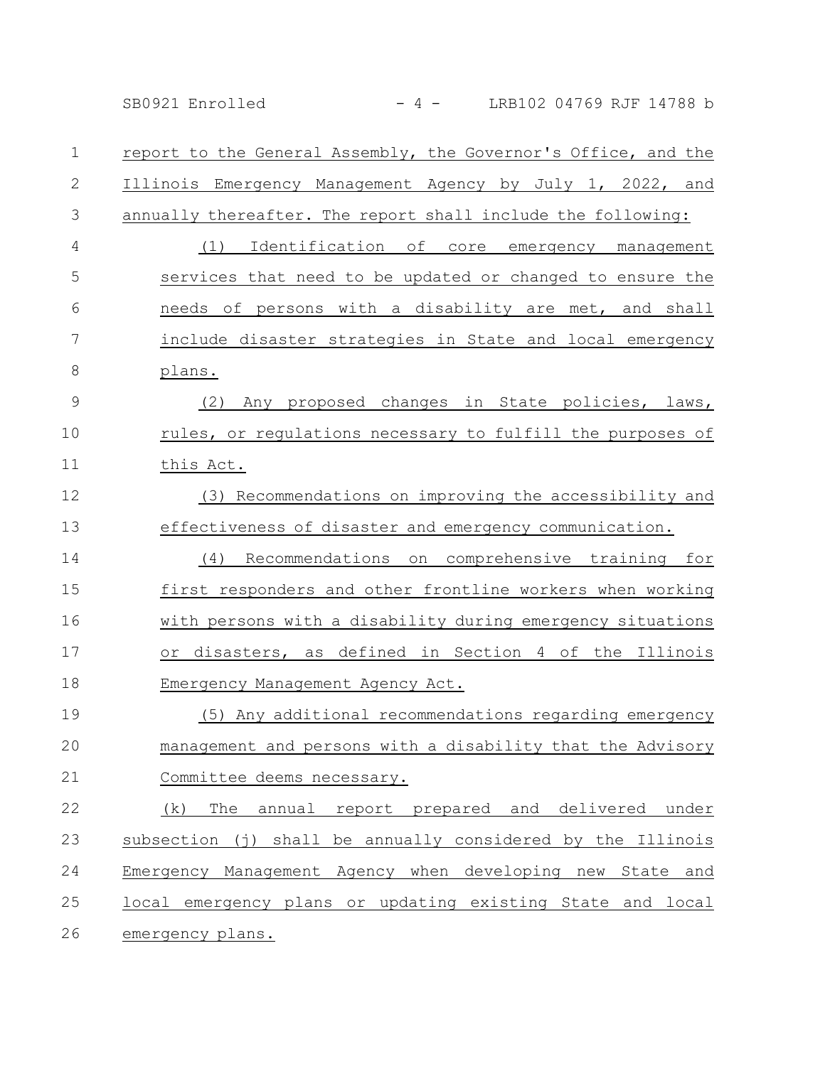report to the General Assembly, the Governor's Office, and the Illinois Emergency Management Agency by July 1, 2022, and annually thereafter. The report shall include the following:

(1) Identification of core emergency management services that need to be updated or changed to ensure the needs of persons with a disability are met, and shall include disaster strategies in State and local emergency plans.

(2) Any proposed changes in State policies, laws, rules, or regulations necessary to fulfill the purposes of this Act.

(3) Recommendations on improving the accessibility and effectiveness of disaster and emergency communication.

(4) Recommendations on comprehensive training for first responders and other frontline workers when working with persons with a disability during emergency situations or disasters, as defined in Section 4 of the Illinois Emergency Management Agency Act.

(5) Any additional recommendations regarding emergency management and persons with a disability that the Advisory Committee deems necessary.

(k) The annual report prepared and delivered under subsection (j) shall be annually considered by the Illinois Emergency Management Agency when developing new State and local emergency plans or updating existing State and local emergency plans.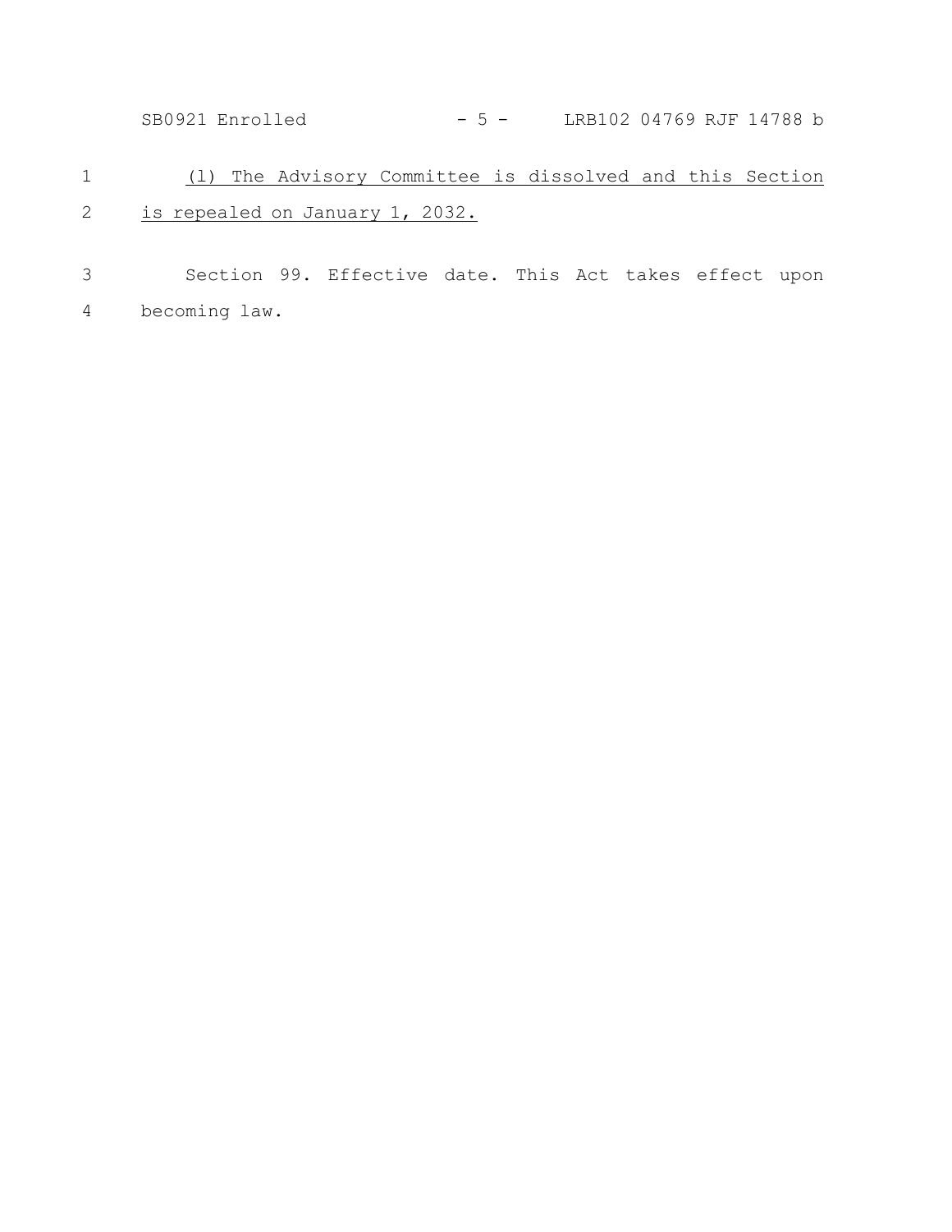(l) The Advisory Committee is dissolved and this Section is repealed on January 1, 2032.

Section 99. Effective date. This Act takes effect upon becoming law.